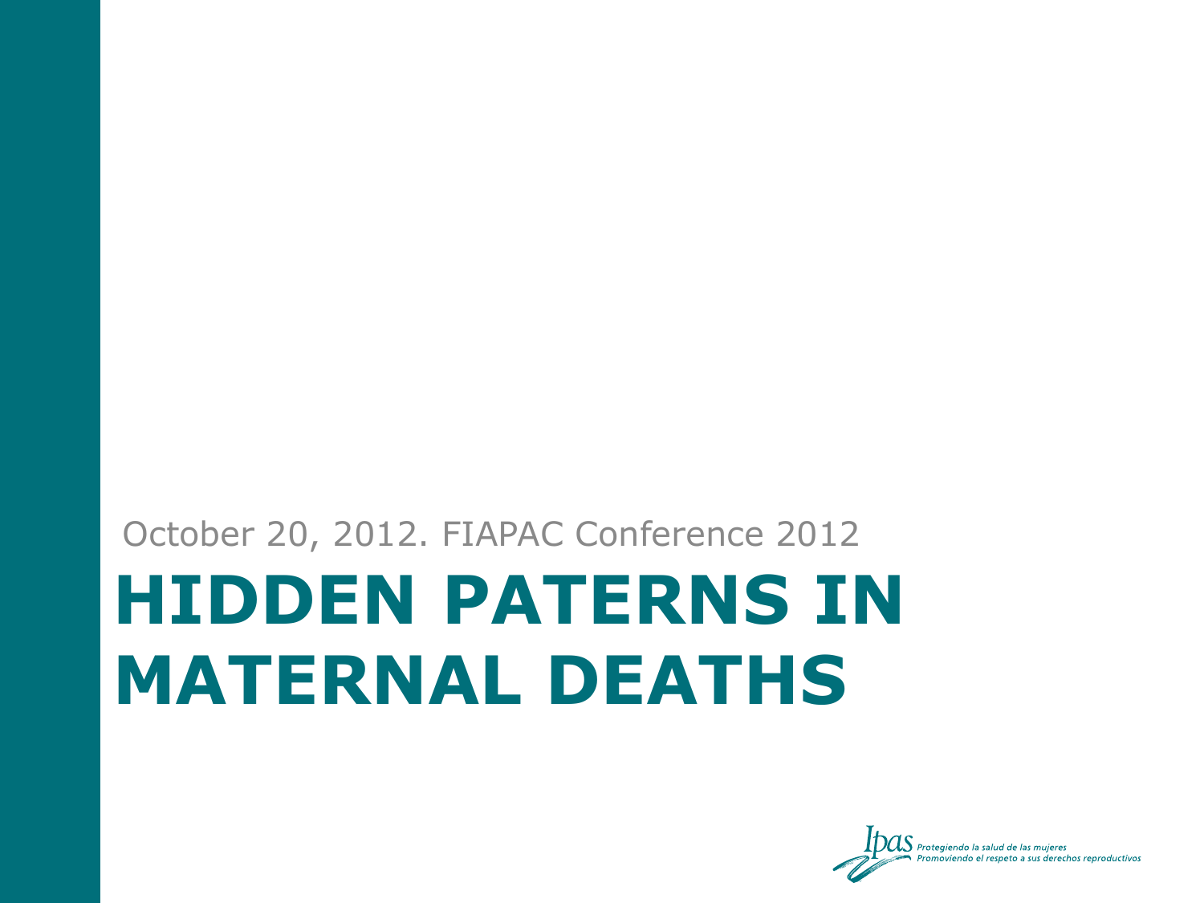October 20, 2012. FIAPAC Conference 2012

# HIDDEN PATERNS IN MATERNAL DEATHS

Ipas *Protegiendo la salud de las mujeres*
*Promoviendo el respeto a sus derechos reproductivos*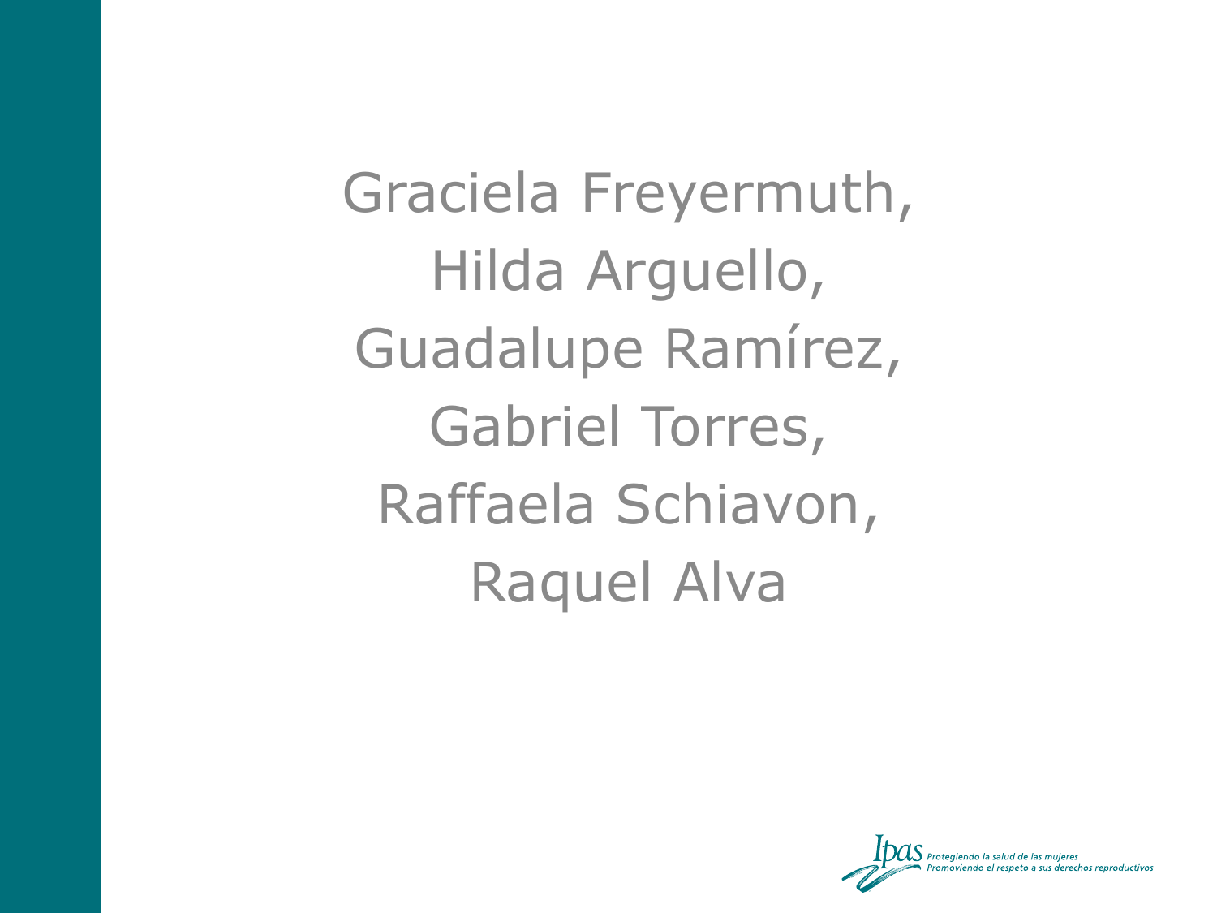Graciela Freyermuth,
Hilda Arguello,
Guadalupe Ramírez,
Gabriel Torres,
Raffaela Schiavon,
Raquel Alva

Ipas *Protegiendo la salud de las mujeres*
*Promoviendo el respeto a sus derechos reproductivos*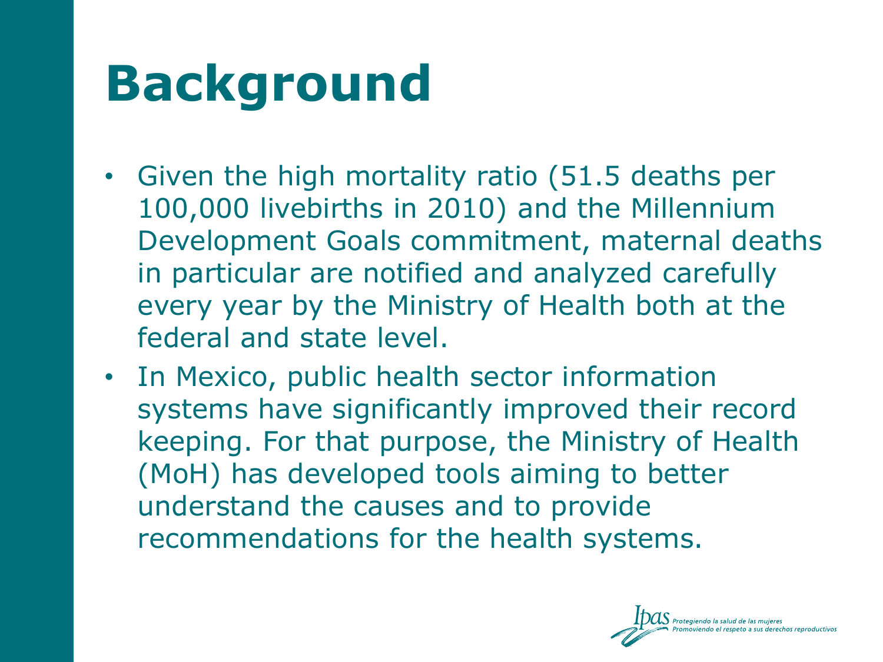# Background

- Given the high mortality ratio (51.5 deaths per 100,000 livebirths in 2010) and the Millennium Development Goals commitment, maternal deaths in particular are notified and analyzed carefully every year by the Ministry of Health both at the federal and state level.
- In Mexico, public health sector information systems have significantly improved their record keeping. For that purpose, the Ministry of Health (MoH) has developed tools aiming to better understand the causes and to provide recommendations for the health systems.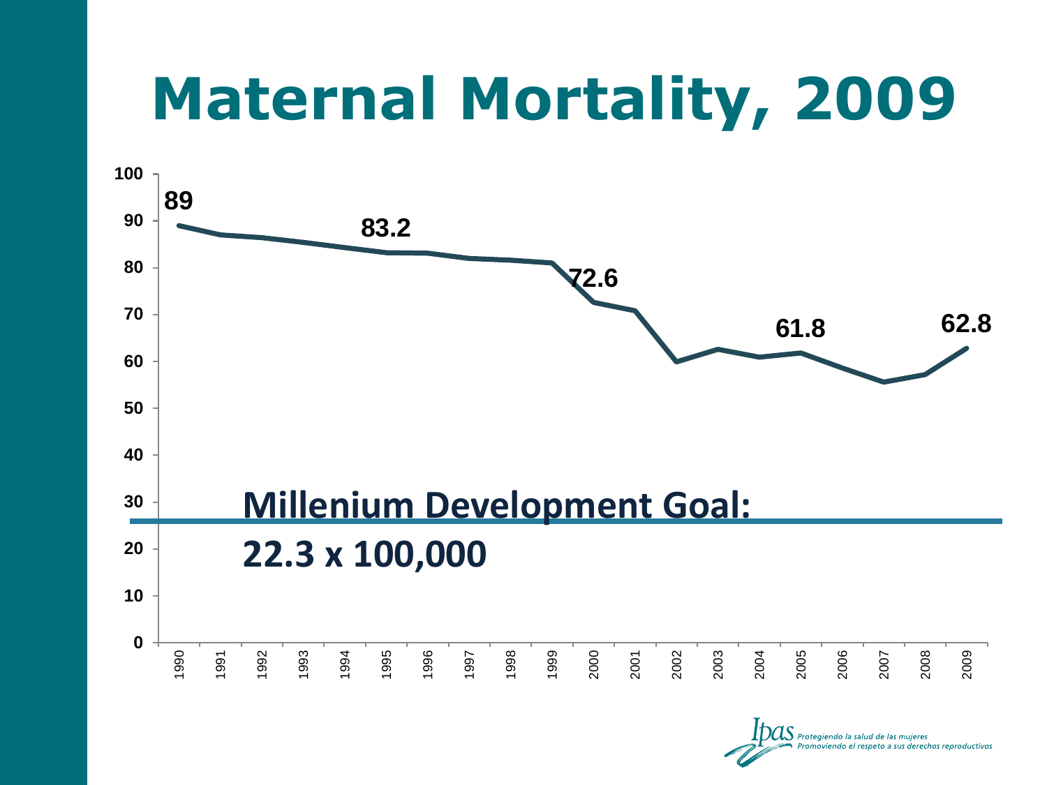# Maternal Mortality, 2009

Millenium Development Goal:

22.3 x 100,000

| Year | Value |
| --- | --- |
| 1990 | 89 |
| 1995 | 83.2 |
| 2000 | 72.6 |
| 2005 | 61.8 |
| 2009 | 62.8 |

*Protegiendo la salud de las mujeres*
*Promoviendo el respeto a sus derechos reproductivos*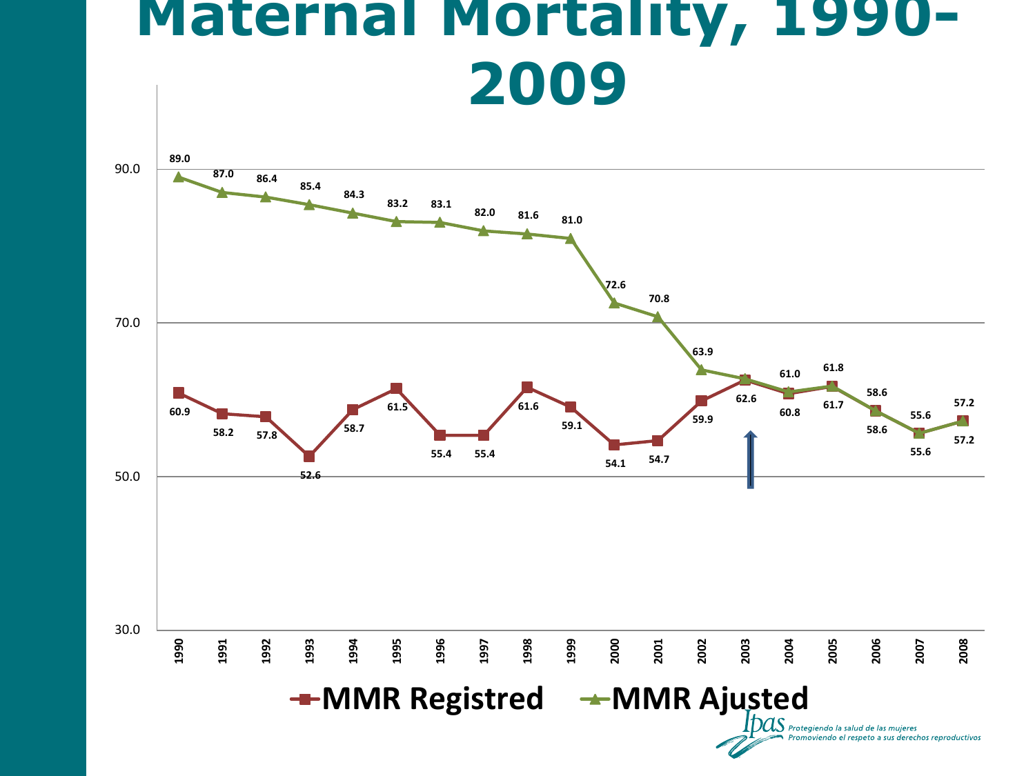# Maternal Mortality, 1990-2009

| Year | MMR Registred | MMR Ajusted |
|---|---|---|
| 1990 | 60.9 | 89.0 |
| 1991 | 58.2 | 87.0 |
| 1992 | 57.8 | 86.4 |
| 1993 | 52.6 | 85.4 |
| 1994 | 58.7 | 84.3 |
| 1995 | 61.5 | 83.2 |
| 1996 | 55.4 | 83.1 |
| 1997 | 55.4 | 82.0 |
| 1998 | 61.6 | 81.6 |
| 1999 | 59.1 | 81.0 |
| 2000 | 54.1 | 72.6 |
| 2001 | 54.7 | 70.8 |
| 2002 | 59.9 | 63.9 |
| 2003 | 62.6 | |
| 2004 | 60.8 | 61.0 |
| 2005 | 61.7 | 61.8 |
| 2006 | 58.6 | 58.6 |
| 2007 | 55.6 | 55.6 |
| 2008 | 57.2 | 57.2 |

Ipas *Protegiendo la salud de las mujeres*
*Promoviendo el respeto a sus derechos reproductivos*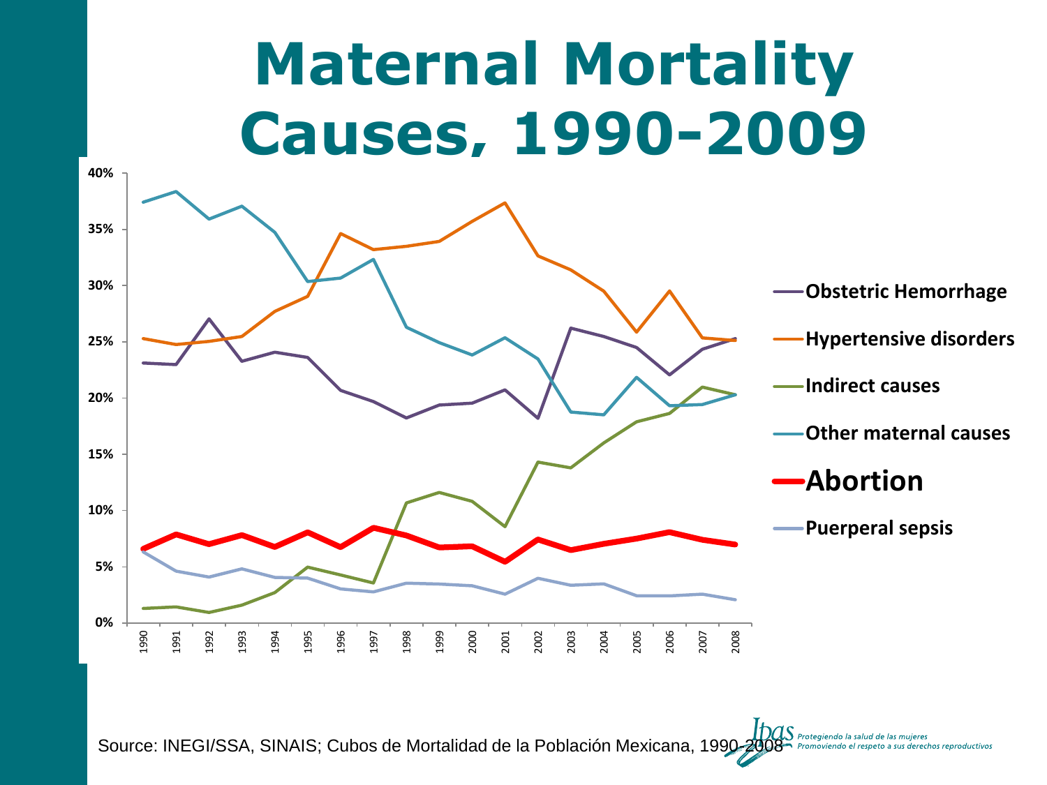# Maternal Mortality Causes, 1990-2009

40%
35%
30%
25%
20%
15%
10%
5%
0%

1990 1991 1992 1993 1994 1995 1996 1997 1998 1999 2000 2001 2002 2003 2004 2005 2006 2007 2008

- Obstetric Hemorrhage
- Hypertensive disorders
- Indirect causes
- Other maternal causes
- **Abortion**
- Puerperal sepsis

Source: INEGI/SSA, SINAIS; Cubos de Mortalidad de la Población Mexicana, 1990-2008

*Ipas Protegiendo la salud de las mujeres Promoviendo el respeto a sus derechos reproductivos*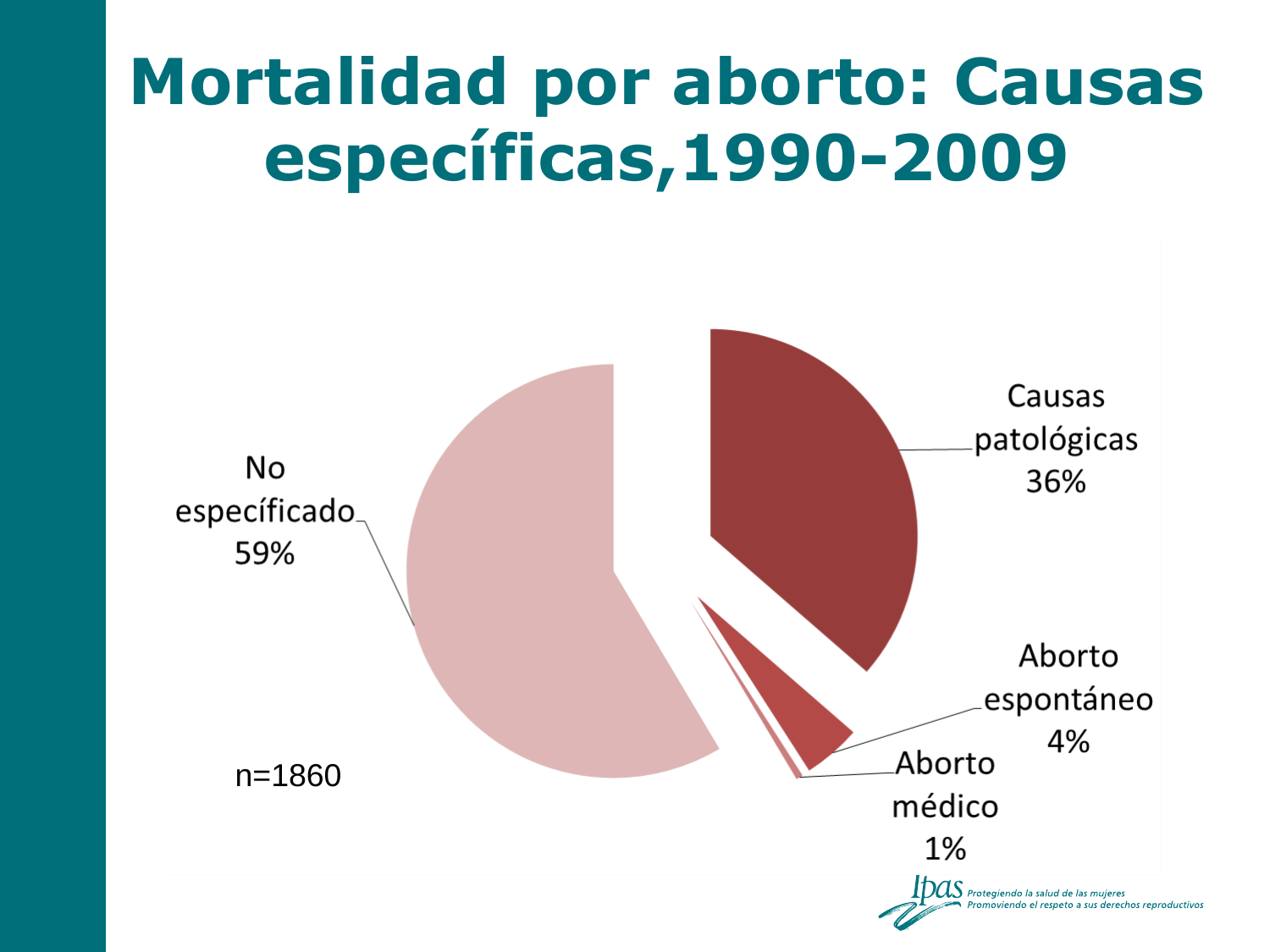# Mortalidad por aborto: Causas específicas,1990-2009

Causas patológicas 36%

Aborto espontáneo 4%

Aborto médico 1%

No específicado 59%

n=1860

*Ipas Protegiendo la salud de las mujeres Promoviendo el respeto a sus derechos reproductivos*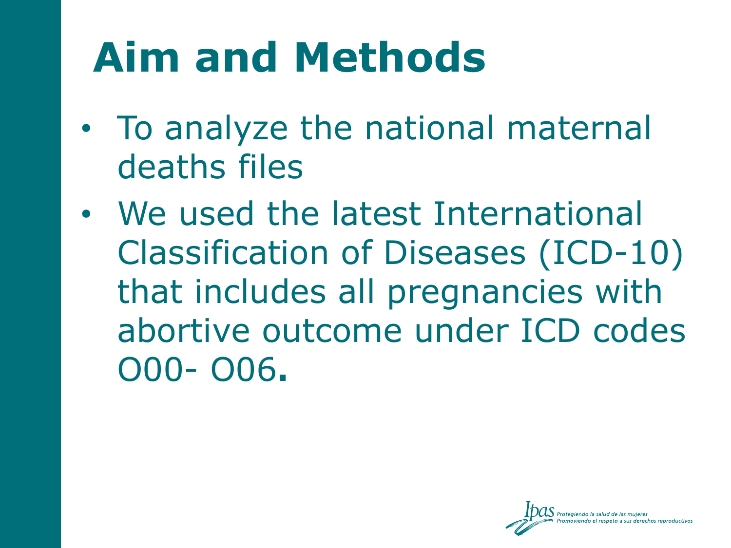# Aim and Methods

- To analyze the national maternal deaths files
- We used the latest International Classification of Diseases (ICD-10) that includes all pregnancies with abortive outcome under ICD codes O00- O06.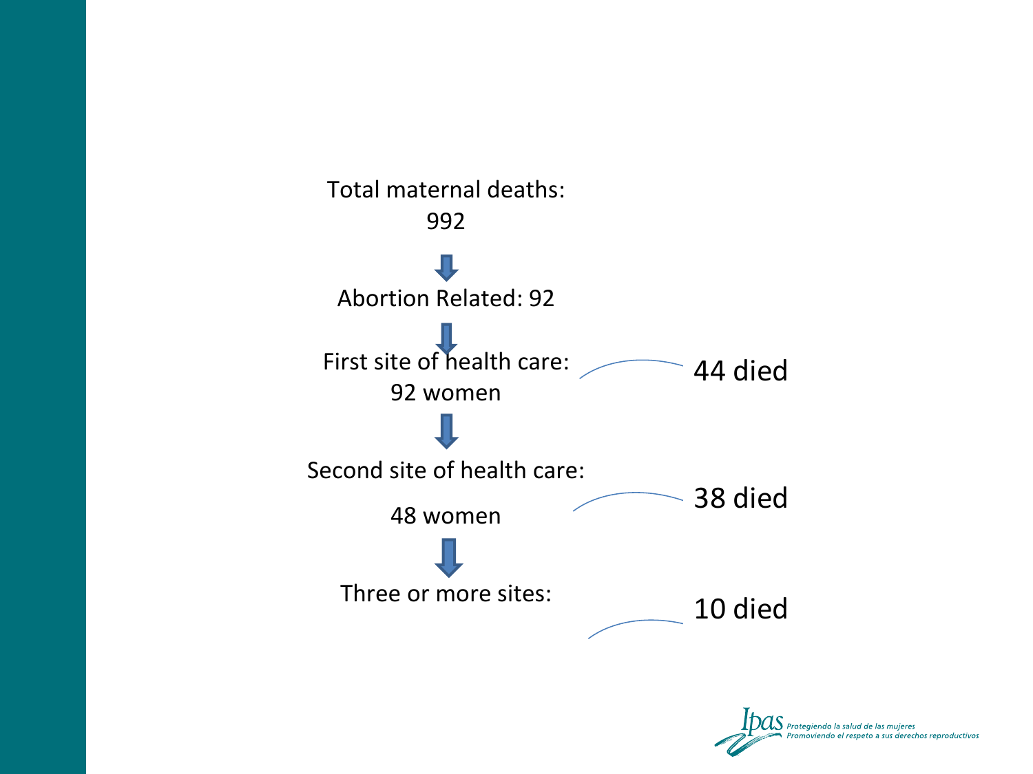Total maternal deaths: 992

Abortion Related: 92

First site of health care: 92 women — 44 died

Second site of health care: 48 women — 38 died

Three or more sites: — 10 died

*Ipas* Protegiendo la salud de las mujeres
Promoviendo el respeto a sus derechos reproductivos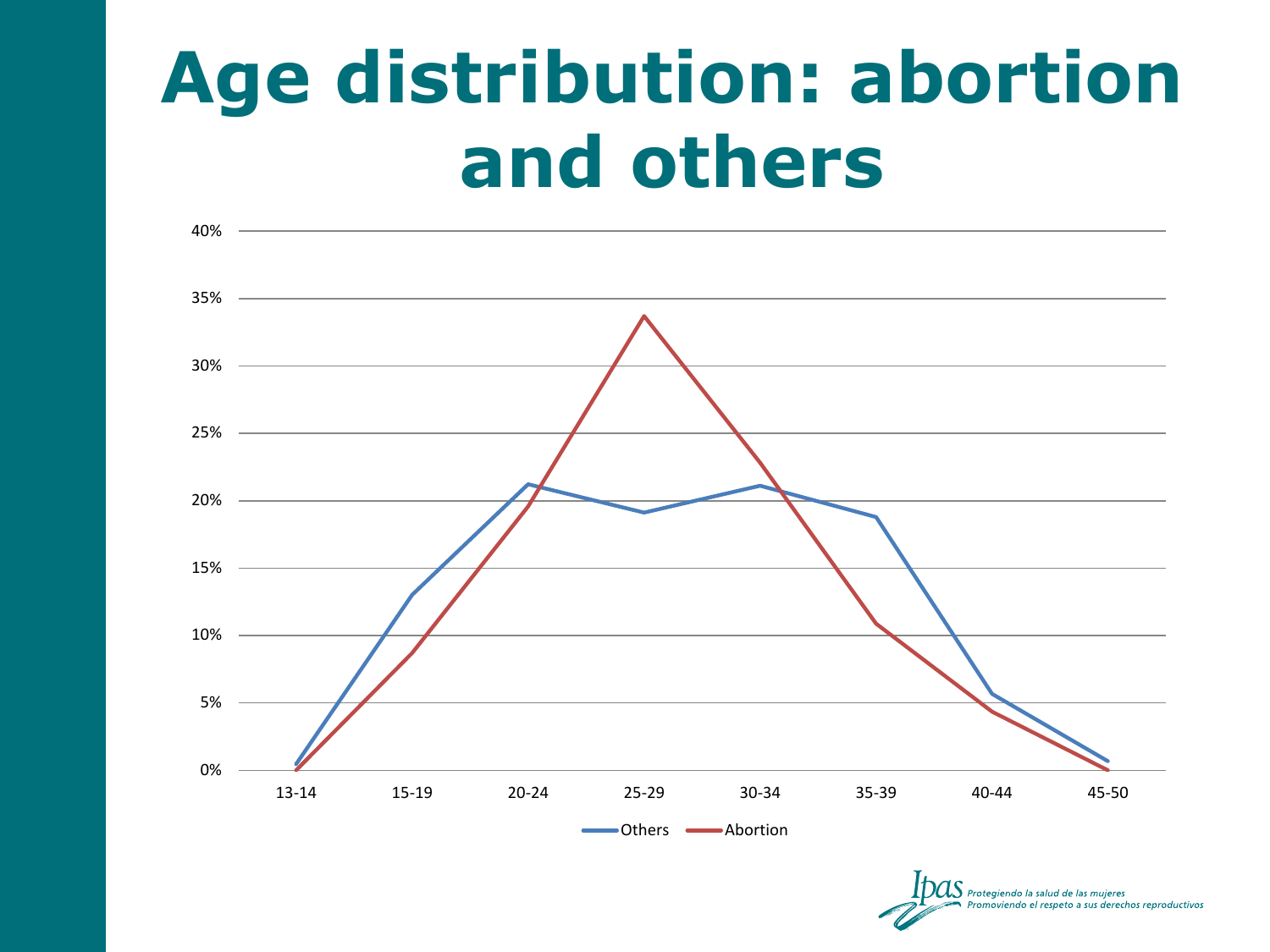# Age distribution: abortion and others

40%
35%
30%
25%
20%
15%
10%
5%
0%

13-14 15-19 20-24 25-29 30-34 35-39 40-44 45-50

Others Abortion

Ipas *Protegiendo la salud de las mujeres*
*Promoviendo el respeto a sus derechos reproductivos*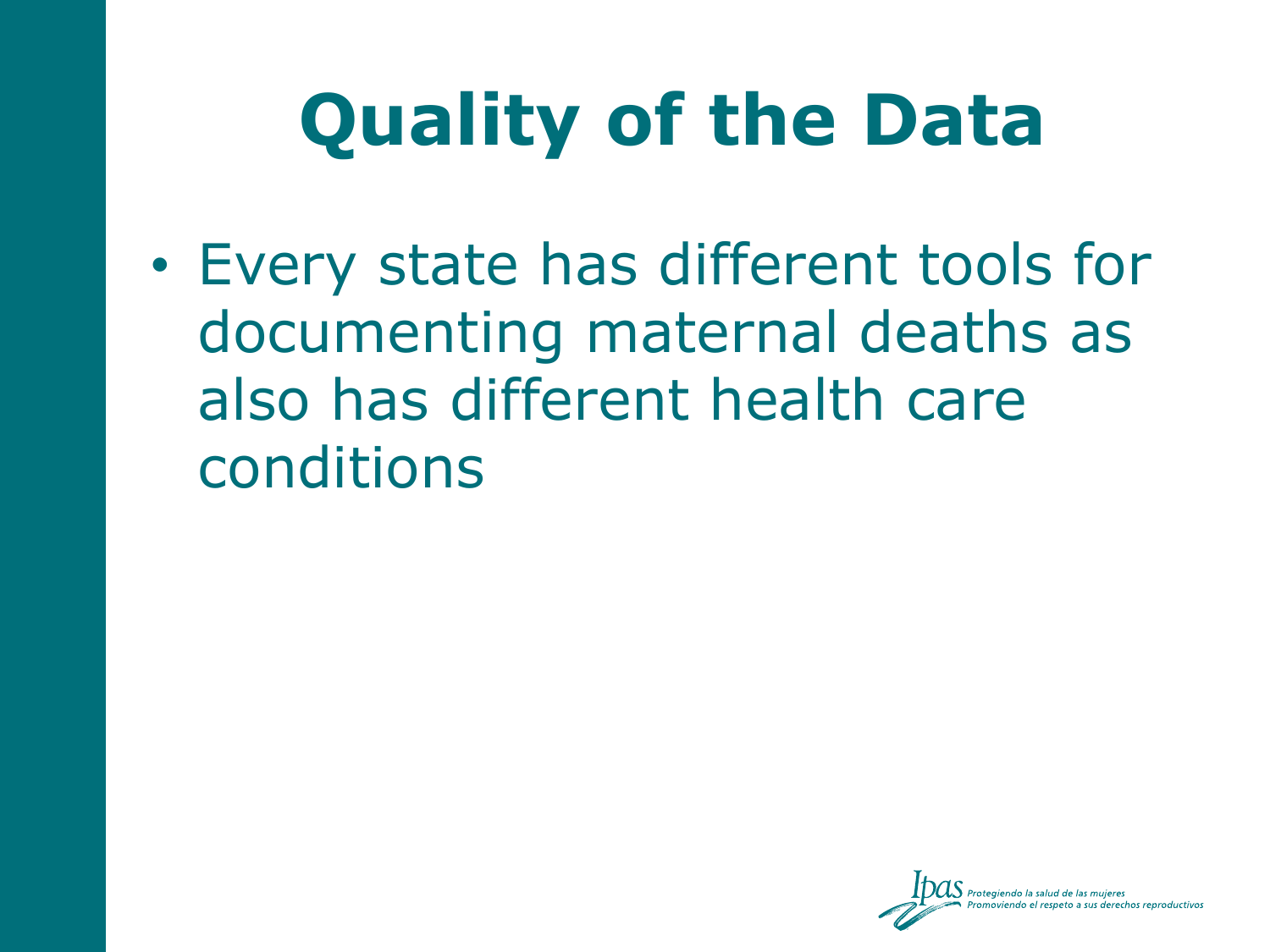# Quality of the Data

- Every state has different tools for documenting maternal deaths as also has different health care conditions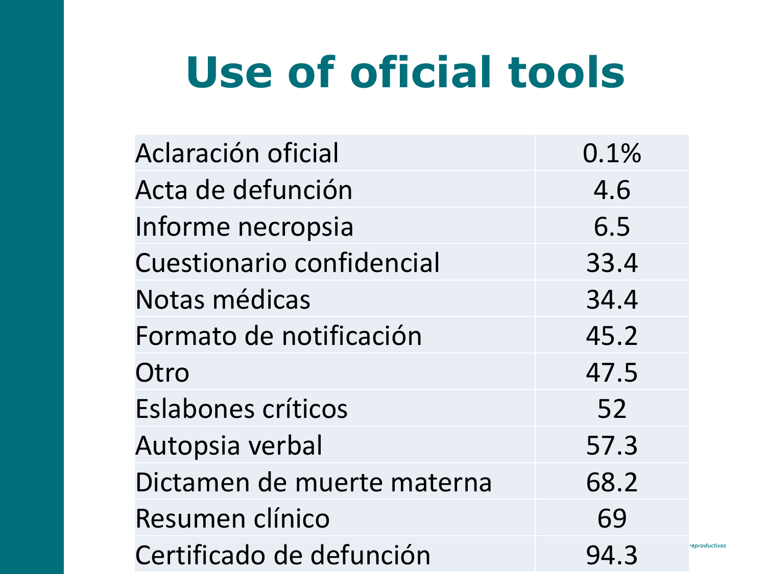# Use of oficial tools

| | |
|---|---|
| Aclaración oficial | 0.1% |
| Acta de defunción | 4.6 |
| Informe necropsia | 6.5 |
| Cuestionario confidencial | 33.4 |
| Notas médicas | 34.4 |
| Formato de notificación | 45.2 |
| Otro | 47.5 |
| Eslabones críticos | 52 |
| Autopsia verbal | 57.3 |
| Dictamen de muerte materna | 68.2 |
| Resumen clínico | 69 |
| Certificado de defunción | 94.3 |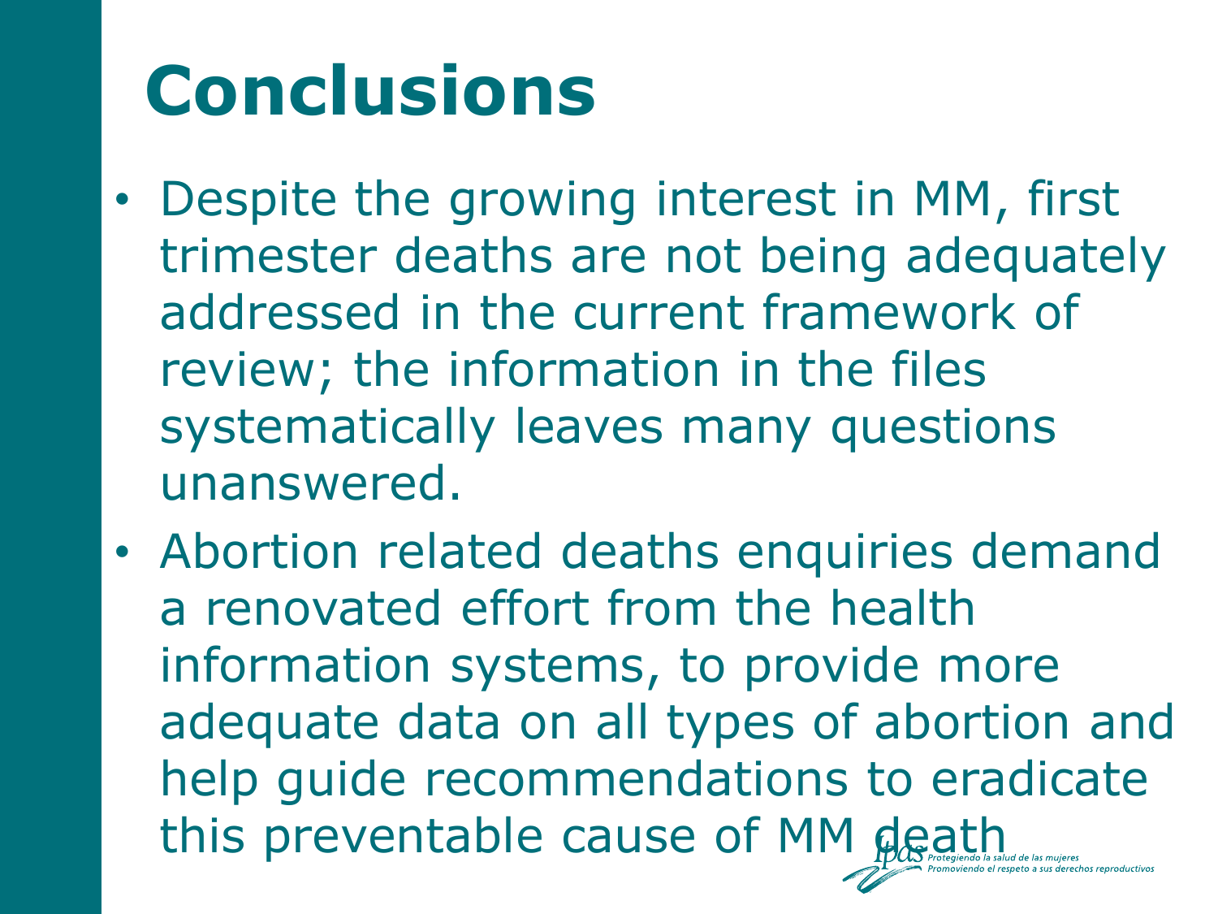# Conclusions

- Despite the growing interest in MM, first trimester deaths are not being adequately addressed in the current framework of review; the information in the files systematically leaves many questions unanswered.
- Abortion related deaths enquiries demand a renovated effort from the health information systems, to provide more adequate data on all types of abortion and help guide recommendations to eradicate this preventable cause of MM death

Ipas *Protegiendo la salud de las mujeres*
*Promoviendo el respeto a sus derechos reproductivos*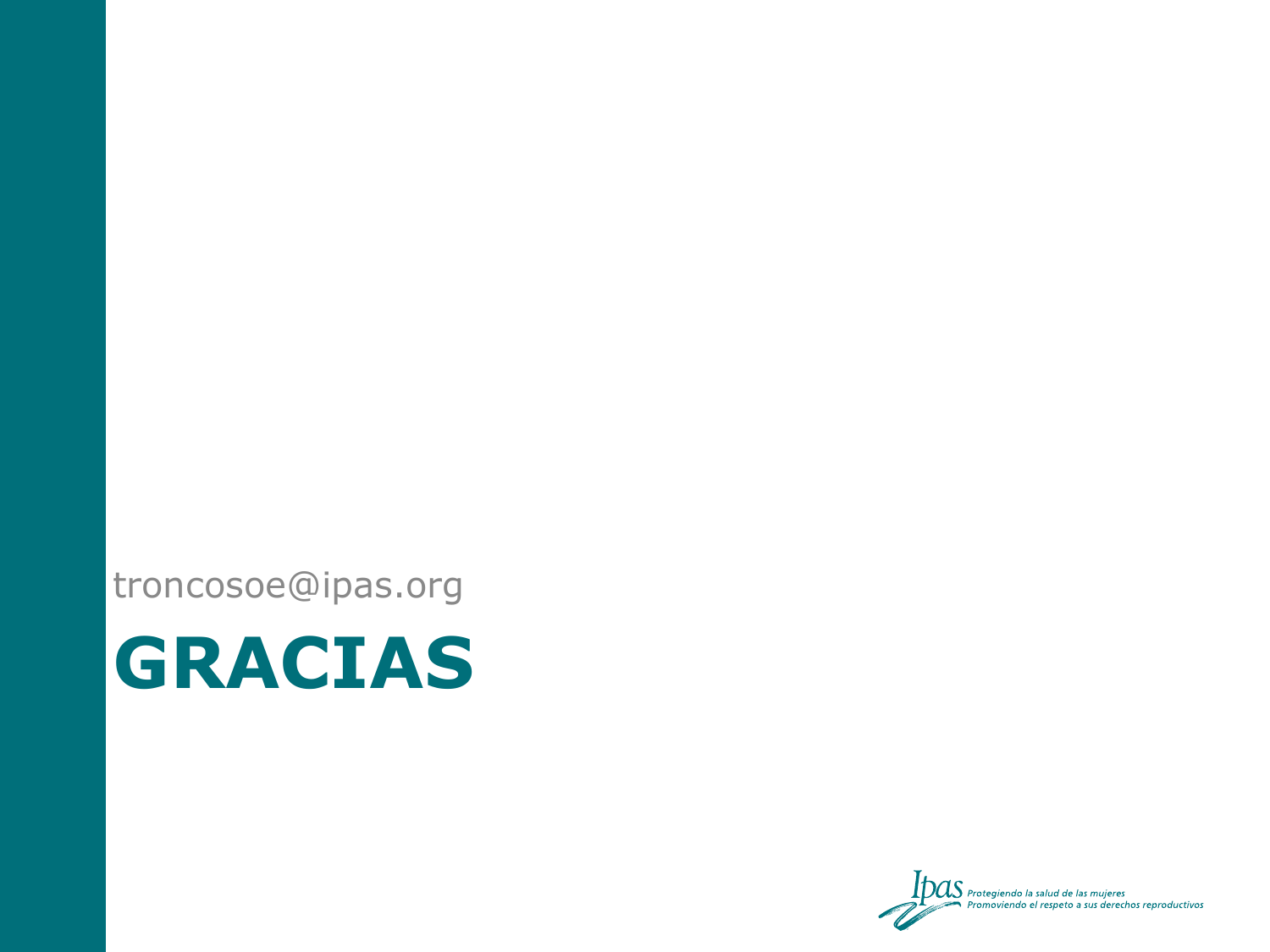troncosoe@ipas.org

# GRACIAS

Ipas *Protegiendo la salud de las mujeres*
*Promoviendo el respeto a sus derechos reproductivos*